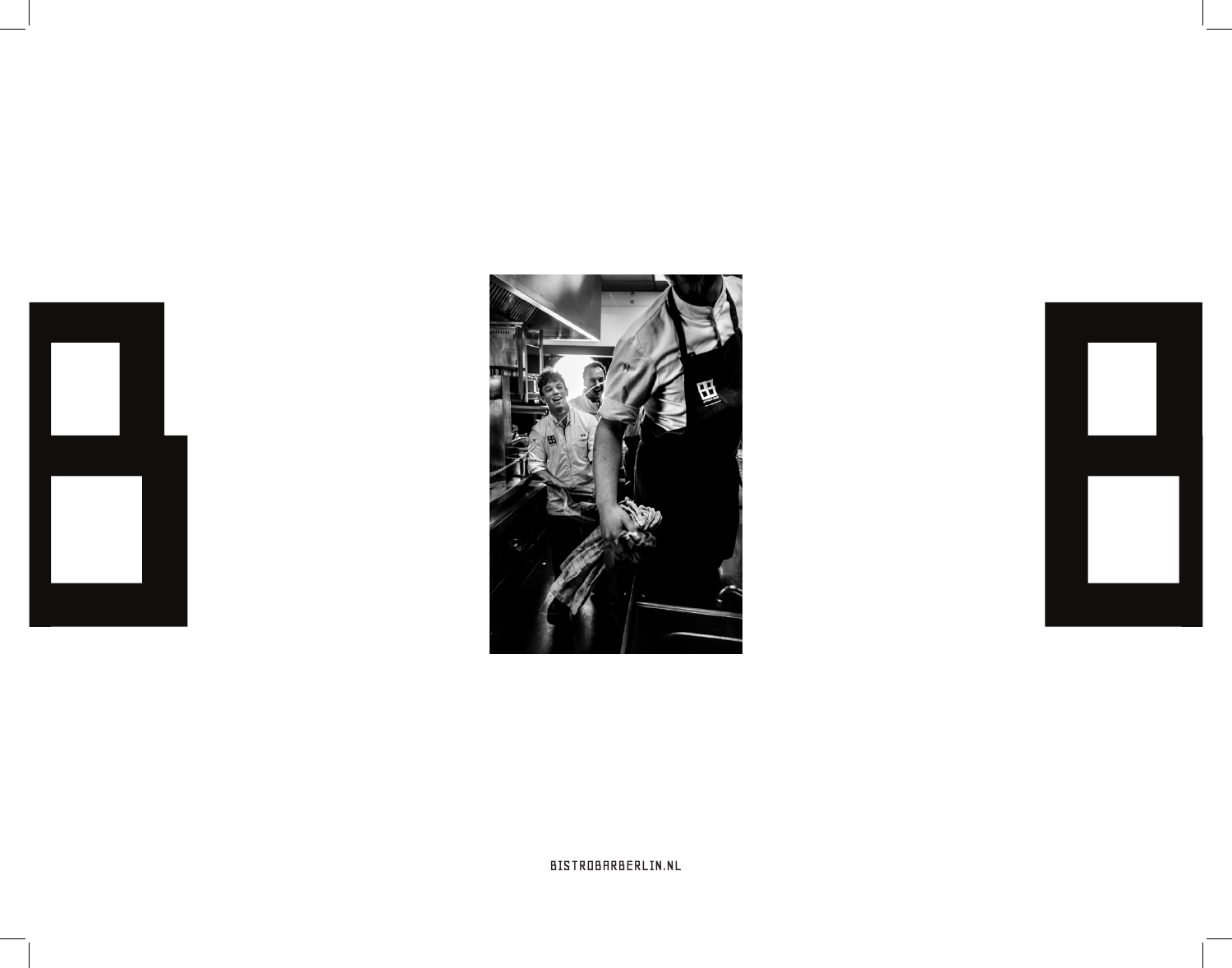BISTROBARBERLIN.NL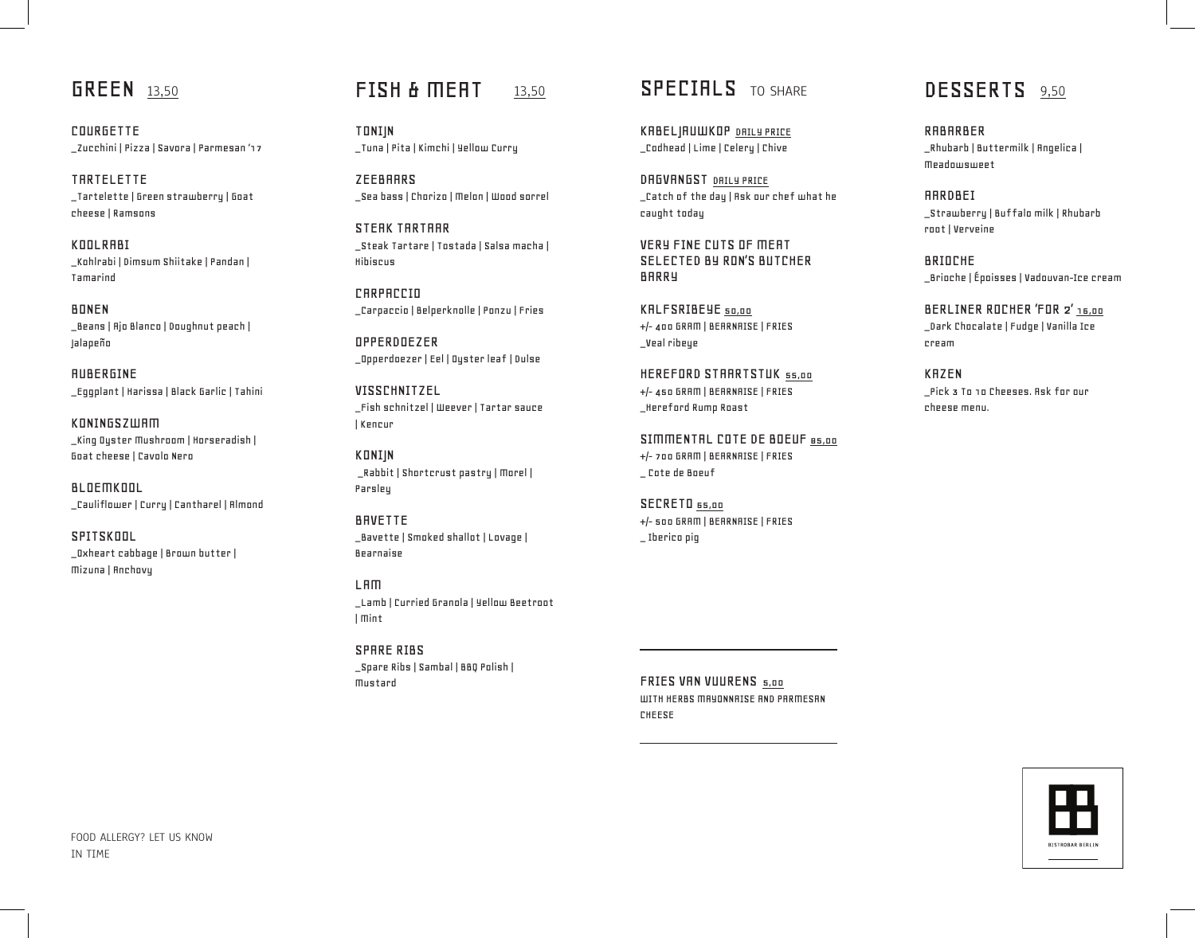## GREEN 13,50

**COURGETTE**
_Zucchini | Pizza | Savora | Parmesan '17

**TARTELETTE**
_Tartelette | Green strawberry | Goat cheese | Ramsons

**KOOLRABI**
_Kohlrabi | Dimsum Shiitake | Pandan | Tamarind

**BONEN**
_Beans | Ajo Blanco | Doughnut peach | Jalapeño

**AUBERGINE**
_Eggplant | Harissa | Black Garlic | Tahini

**KONINGSZWAM**
_King Oyster Mushroom | Horseradish | Goat cheese | Cavolo Nero

**BLOEMKOOL**
_Cauliflower | Curry | Cantharel | Almond

**SPITSKOOL**
_Oxheart cabbage | Brown butter | Mizuna | Anchovy

## FISH & MEAT 13,50

**TONIJN**
_Tuna | Pita | Kimchi | Yellow Curry

**ZEEBAARS**
_Sea bass | Chorizo | Melon | Wood sorrel

**STEAK TARTAAR**
_Steak Tartare | Tostada | Salsa macha | Hibiscus

**CARPACCIO**
_Carpaccio | Belperknolle | Ponzu | Fries

**OPPERDOEZER**
_Opperdoezer | Eel | Oyster leaf | Dulse

**VISSCHNITZEL**
_Fish schnitzel | Weever | Tartar sauce | Kencur

**KONIJN**
_Rabbit | Shortcrust pastry | Morel | Parsley

**BAVETTE**
_Bavette | Smoked shallot | Lovage | Bearnaise

**LAM**
_Lamb | Curried Granola | Yellow Beetroot | Mint

**SPARE RIBS**
_Spare Ribs | Sambal | BBQ Polish | Mustard

## SPECIALS TO SHARE

**KABELJAUWKOP** DAILY PRICE
_Codhead | Lime | Celery | Chive

**DAGVANGST** DAILY PRICE
_Catch of the day | Ask our chef what he caught today

**VERY FINE CUTS OF MEAT SELECTED BY RON'S BUTCHER BARRY**

**KALFSRIBEYE** 50,00
+/- 400 GRAM | BEARNAISE | FRIES
_Veal ribeye

**HEREFORD STAARTSTUK** 55,00
+/- 450 GRAM | BEARNAISE | FRIES
_Hereford Rump Roast

**SIMMENTAL COTE DE BOEUF** 85,00
+/- 700 GRAM | BEARNAISE | FRIES
_ Cote de Boeuf

**SECRETO** 65,00
+/- 500 GRAM | BEARNAISE | FRIES
_ Iberico pig

---

**FRIES VAN VUURENS** 5,00
WITH HERBS MAYONNAISE AND PARMESAN CHEESE

---

## DESSERTS 9,50

**RABARBER**
_Rhubarb | Buttermilk | Angelica | Meadowsweet

**AARDBEI**
_Strawberry | Buffalo milk | Rhubarb root | Verveine

**BRIOCHE**
_Brioche | Époisses | Vadouvan-Ice cream

**BERLINER ROCHER 'FOR 2'** 16,00
_Dark Chocalate | Fudge | Vanilla Ice cream

**KAZEN**
_Pick 3 To 10 Cheeses. Ask for our cheese menu.

FOOD ALLERGY? LET US KNOW IN TIME

BISTROBAR BERLIN